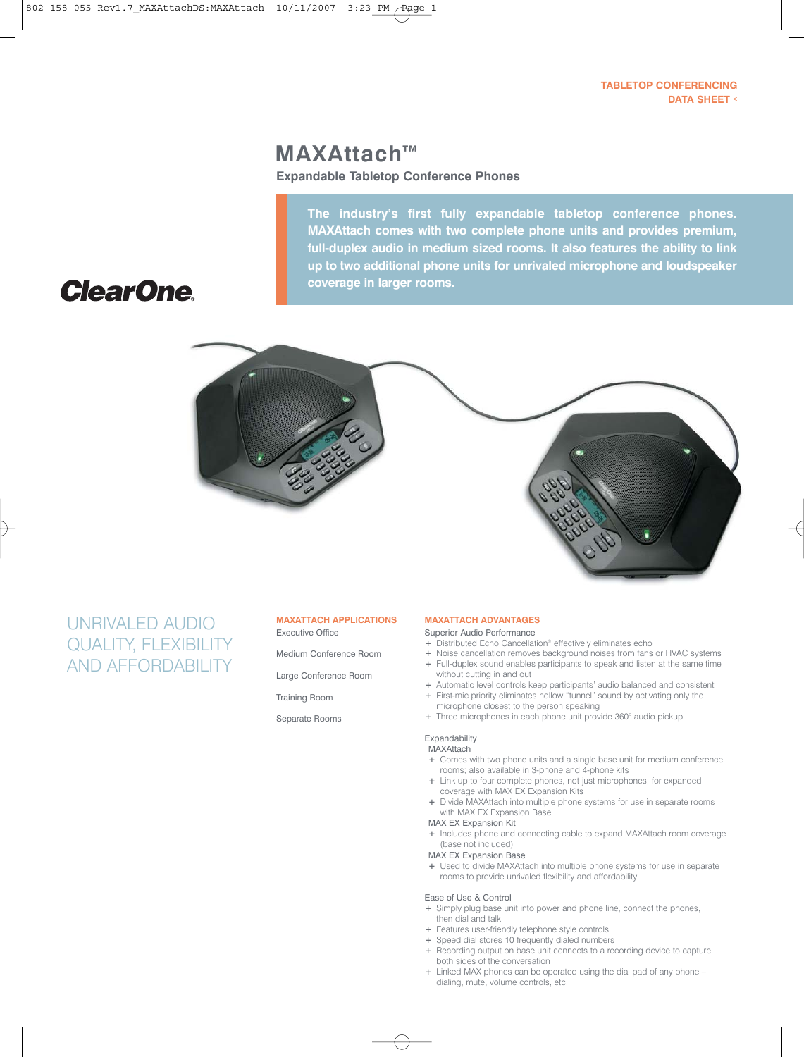TABLETOP CONFERENCING
DATA SHEET

# MAXAttach™

## Expandable Tabletop Conference Phones

**The industry's first fully expandable tabletop conference phones. MAXAttach comes with two complete phone units and provides premium, full-duplex audio in medium sized rooms. It also features the ability to link up to two additional phone units for unrivaled microphone and loudspeaker coverage in larger rooms.**

ClearOne

## UNRIVALED AUDIO QUALITY, FLEXIBILITY AND AFFORDABILITY

### MAXATTACH APPLICATIONS

Executive Office

Medium Conference Room

Large Conference Room

Training Room

Separate Rooms

### MAXATTACH ADVANTAGES

Superior Audio Performance

+ Distributed Echo Cancellation® effectively eliminates echo
+ Noise cancellation removes background noises from fans or HVAC systems
+ Full-duplex sound enables participants to speak and listen at the same time without cutting in and out
+ Automatic level controls keep participants' audio balanced and consistent
+ First-mic priority eliminates hollow "tunnel" sound by activating only the microphone closest to the person speaking
+ Three microphones in each phone unit provide 360° audio pickup

Expandability

MAXAttach

+ Comes with two phone units and a single base unit for medium conference rooms; also available in 3-phone and 4-phone kits
+ Link up to four complete phones, not just microphones, for expanded coverage with MAX EX Expansion Kits
+ Divide MAXAttach into multiple phone systems for use in separate rooms with MAX EX Expansion Base

MAX EX Expansion Kit

+ Includes phone and connecting cable to expand MAXAttach room coverage (base not included)

MAX EX Expansion Base

+ Used to divide MAXAttach into multiple phone systems for use in separate rooms to provide unrivaled flexibility and affordability

Ease of Use & Control

+ Simply plug base unit into power and phone line, connect the phones, then dial and talk
+ Features user-friendly telephone style controls
+ Speed dial stores 10 frequently dialed numbers
+ Recording output on base unit connects to a recording device to capture both sides of the conversation
+ Linked MAX phones can be operated using the dial pad of any phone – dialing, mute, volume controls, etc.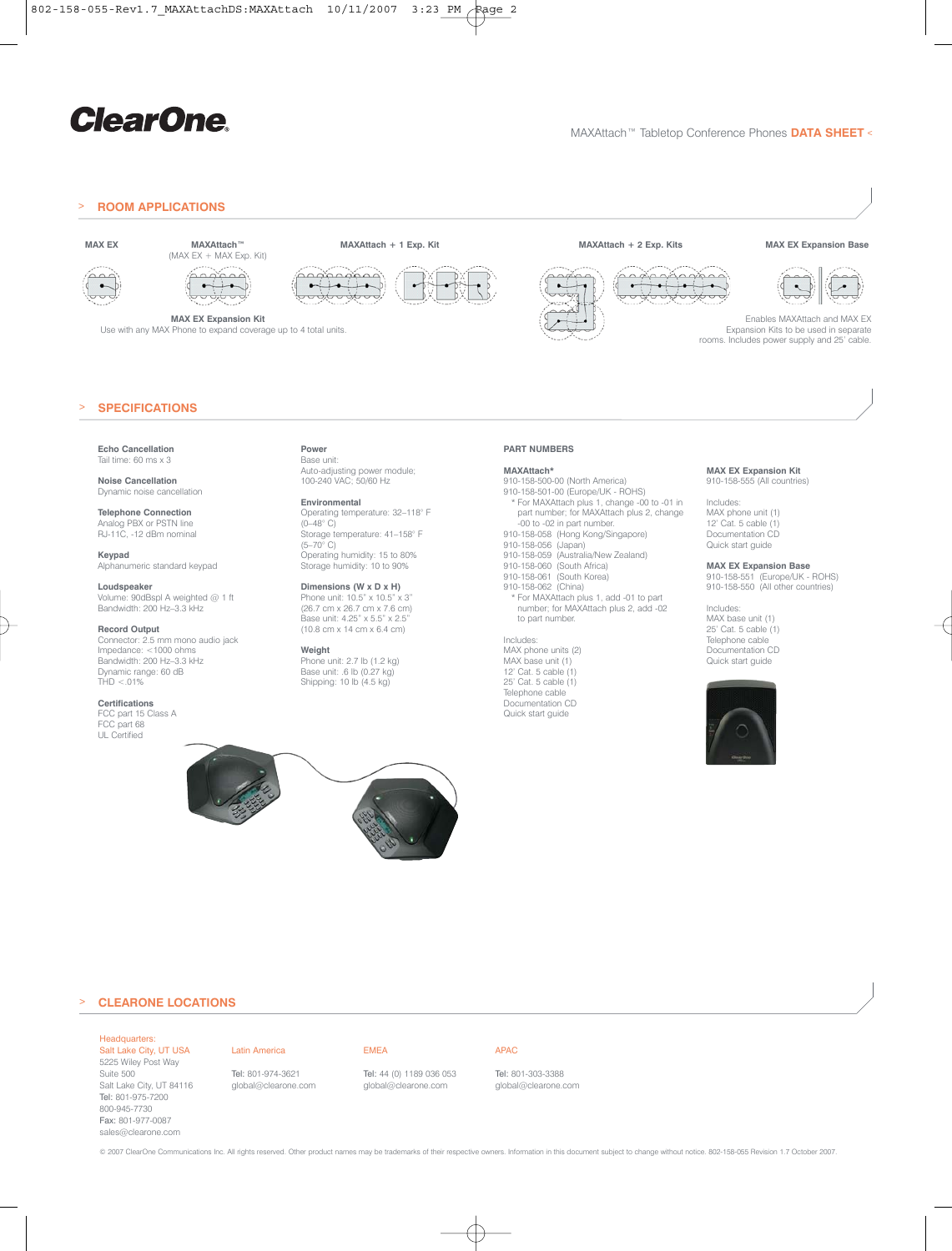# ClearOne

MAXAttach™ Tabletop Conference Phones **DATA SHEET**

## ROOM APPLICATIONS

**MAX EX**

**MAXAttach™**
(MAX EX + MAX Exp. Kit)

**MAXAttach + 1 Exp. Kit**

**MAXAttach + 2 Exp. Kits**

**MAX EX Expansion Base**

**MAX EX Expansion Kit**
Use with any MAX Phone to expand coverage up to 4 total units.

Enables MAXAttach and MAX EX Expansion Kits to be used in separate rooms. Includes power supply and 25' cable.

## SPECIFICATIONS

**Echo Cancellation**
Tail time: 60 ms x 3

**Noise Cancellation**
Dynamic noise cancellation

**Telephone Connection**
Analog PBX or PSTN line
RJ-11C, -12 dBm nominal

**Keypad**
Alphanumeric standard keypad

**Loudspeaker**
Volume: 90dBspl A weighted @ 1 ft
Bandwidth: 200 Hz–3.3 kHz

**Record Output**
Connector: 2.5 mm mono audio jack
Impedance: <1000 ohms
Bandwidth: 200 Hz–3.3 kHz
Dynamic range: 60 dB
THD <.01%

**Certifications**
FCC part 15 Class A
FCC part 68
UL Certified

**Power**
Base unit:
Auto-adjusting power module;
100-240 VAC; 50/60 Hz

**Environmental**
Operating temperature: 32–118° F
(0–48° C)
Storage temperature: 41–158° F
(5–70° C)
Operating humidity: 15 to 80%
Storage humidity: 10 to 90%

**Dimensions (W x D x H)**
Phone unit: 10.5" x 10.5" x 3"
(26.7 cm x 26.7 cm x 7.6 cm)
Base unit: 4.25" x 5.5" x 2.5"
(10.8 cm x 14 cm x 6.4 cm)

**Weight**
Phone unit: 2.7 lb (1.2 kg)
Base unit: .6 lb (0.27 kg)
Shipping: 10 lb (4.5 kg)

### PART NUMBERS

**MAXAttach***
910-158-500-00 (North America)
910-158-501-00 (Europe/UK - ROHS)
* For MAXAttach plus 1, change -00 to -01 in part number; for MAXAttach plus 2, change -00 to -02 in part number.
910-158-058 (Hong Kong/Singapore)
910-158-056 (Japan)
910-158-059 (Australia/New Zealand)
910-158-060 (South Africa)
910-158-061 (South Korea)
910-158-062 (China)
* For MAXAttach plus 1, add -01 to part number; for MAXAttach plus 2, add -02 to part number.

Includes:
MAX phone units (2)
MAX base unit (1)
12' Cat. 5 cable (1)
25' Cat. 5 cable (1)
Telephone cable
Documentation CD
Quick start guide

**MAX EX Expansion Kit**
910-158-555 (All countries)

Includes:
MAX phone unit (1)
12' Cat. 5 cable (1)
Documentation CD
Quick start guide

**MAX EX Expansion Base**
910-158-551 (Europe/UK - ROHS)
910-158-550 (All other countries)

Includes:
MAX base unit (1)
25' Cat. 5 cable (1)
Telephone cable
Documentation CD
Quick start guide

## CLEARONE LOCATIONS

Headquarters:
Salt Lake City, UT USA
5225 Wiley Post Way
Suite 500
Salt Lake City, UT 84116
Tel: 801-975-7200
800-945-7730
Fax: 801-977-0087
sales@clearone.com

Latin America
Tel: 801-974-3621
global@clearone.com

EMEA
Tel: 44 (0) 1189 036 053
global@clearone.com

APAC
Tel: 801-303-3388
global@clearone.com

© 2007 ClearOne Communications Inc. All rights reserved. Other product names may be trademarks of their respective owners. Information in this document subject to change without notice. 802-158-055 Revision 1.7 October 2007.